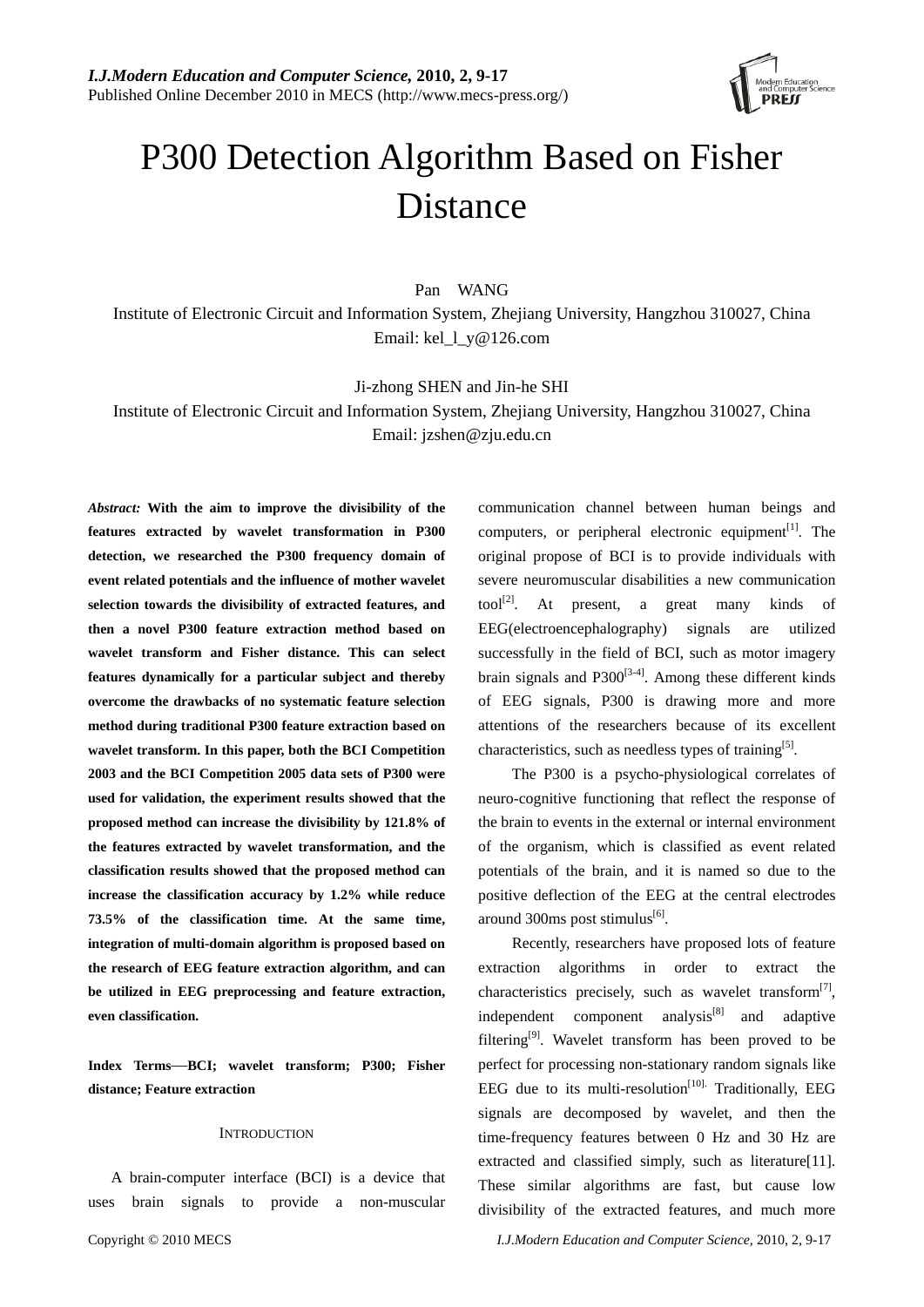# P300 Detection Algorithm Based on Fisher Distance

Pan WANG

Institute of Electronic Circuit and Information System, Zhejiang University, Hangzhou 310027, China

Email: kel_l_y@126.com

Ji-zhong SHEN and Jin-he SHI

Institute of Electronic Circuit and Information System, Zhejiang University, Hangzhou 310027, China

Email: jzshen@zju.edu.cn

***Abstract:*** **With the aim to improve the divisibility of the features extracted by wavelet transformation in P300 detection, we researched the P300 frequency domain of event related potentials and the influence of mother wavelet selection towards the divisibility of extracted features, and then a novel P300 feature extraction method based on wavelet transform and Fisher distance. This can select features dynamically for a particular subject and thereby overcome the drawbacks of no systematic feature selection method during traditional P300 feature extraction based on wavelet transform. In this paper, both the BCI Competition 2003 and the BCI Competition 2005 data sets of P300 were used for validation, the experiment results showed that the proposed method can increase the divisibility by 121.8% of the features extracted by wavelet transformation, and the classification results showed that the proposed method can increase the classification accuracy by 1.2% while reduce 73.5% of the classification time. At the same time, integration of multi-domain algorithm is proposed based on the research of EEG feature extraction algorithm, and can be utilized in EEG preprocessing and feature extraction, even classification.**

**Index Terms—BCI; wavelet transform; P300; Fisher distance; Feature extraction**

## INTRODUCTION

A brain-computer interface (BCI) is a device that uses brain signals to provide a non-muscular communication channel between human beings and computers, or peripheral electronic equipment[1]. The original propose of BCI is to provide individuals with severe neuromuscular disabilities a new communication tool[2]. At present, a great many kinds of EEG(electroencephalography) signals are utilized successfully in the field of BCI, such as motor imagery brain signals and P300[3-4]. Among these different kinds of EEG signals, P300 is drawing more and more attentions of the researchers because of its excellent characteristics, such as needless types of training[5].

The P300 is a psycho-physiological correlates of neuro-cognitive functioning that reflect the response of the brain to events in the external or internal environment of the organism, which is classified as event related potentials of the brain, and it is named so due to the positive deflection of the EEG at the central electrodes around 300ms post stimulus[6].

Recently, researchers have proposed lots of feature extraction algorithms in order to extract the characteristics precisely, such as wavelet transform[7], independent component analysis[8] and adaptive filtering[9]. Wavelet transform has been proved to be perfect for processing non-stationary random signals like EEG due to its multi-resolution[10]. Traditionally, EEG signals are decomposed by wavelet, and then the time-frequency features between 0 Hz and 30 Hz are extracted and classified simply, such as literature[11]. These similar algorithms are fast, but cause low divisibility of the extracted features, and much more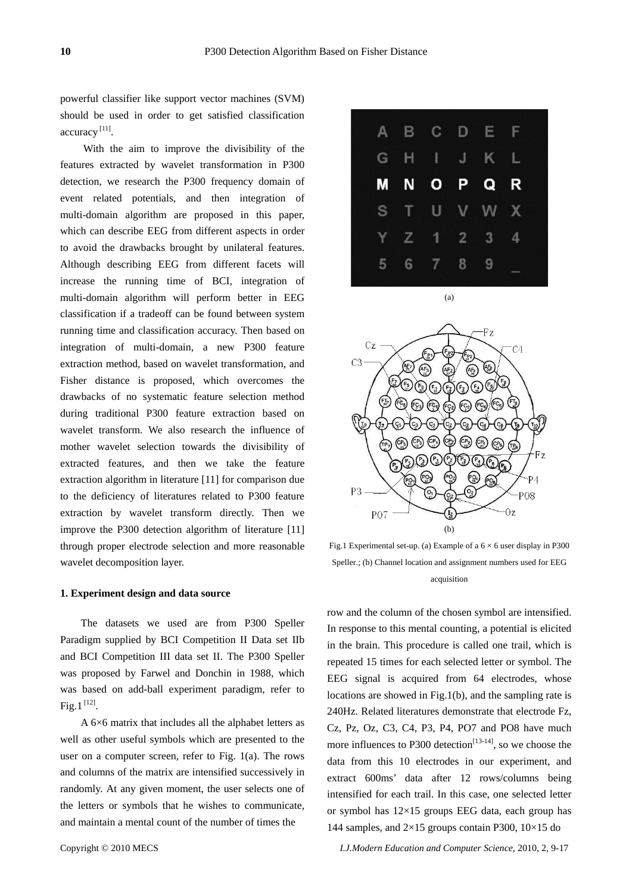powerful classifier like support vector machines (SVM) should be used in order to get satisfied classification accuracy [11].

With the aim to improve the divisibility of the features extracted by wavelet transformation in P300 detection, we research the P300 frequency domain of event related potentials, and then integration of multi-domain algorithm are proposed in this paper, which can describe EEG from different aspects in order to avoid the drawbacks brought by unilateral features. Although describing EEG from different facets will increase the running time of BCI, integration of multi-domain algorithm will perform better in EEG classification if a tradeoff can be found between system running time and classification accuracy. Then based on integration of multi-domain, a new P300 feature extraction method, based on wavelet transformation, and Fisher distance is proposed, which overcomes the drawbacks of no systematic feature selection method during traditional P300 feature extraction based on wavelet transform. We also research the influence of mother wavelet selection towards the divisibility of extracted features, and then we take the feature extraction algorithm in literature [11] for comparison due to the deficiency of literatures related to P300 feature extraction by wavelet transform directly. Then we improve the P300 detection algorithm of literature [11] through proper electrode selection and more reasonable wavelet decomposition layer.

## 1. Experiment design and data source

The datasets we used are from P300 Speller Paradigm supplied by BCI Competition II Data set IIb and BCI Competition III data set II. The P300 Speller was proposed by Farwel and Donchin in 1988, which was based on add-ball experiment paradigm, refer to Fig.1 [12].

A 6×6 matrix that includes all the alphabet letters as well as other useful symbols which are presented to the user on a computer screen, refer to Fig. 1(a). The rows and columns of the matrix are intensified successively in randomly. At any given moment, the user selects one of the letters or symbols that he wishes to communicate, and maintain a mental count of the number of times the row and the column of the chosen symbol are intensified. In response to this mental counting, a potential is elicited in the brain. This procedure is called one trail, which is repeated 15 times for each selected letter or symbol. The EEG signal is acquired from 64 electrodes, whose locations are showed in Fig.1(b), and the sampling rate is 240Hz. Related literatures demonstrate that electrode Fz, Cz, Pz, Oz, C3, C4, P3, P4, PO7 and PO8 have much more influences to P300 detection[13-14], so we choose the data from this 10 electrodes in our experiment, and extract 600ms' data after 12 rows/columns being intensified for each trail. In this case, one selected letter or symbol has 12×15 groups EEG data, each group has 144 samples, and 2×15 groups contain P300, 10×15 do

(a)

(b)

Fig.1 Experimental set-up. (a) Example of a 6 × 6 user display in P300 Speller.; (b) Channel location and assignment numbers used for EEG acquisition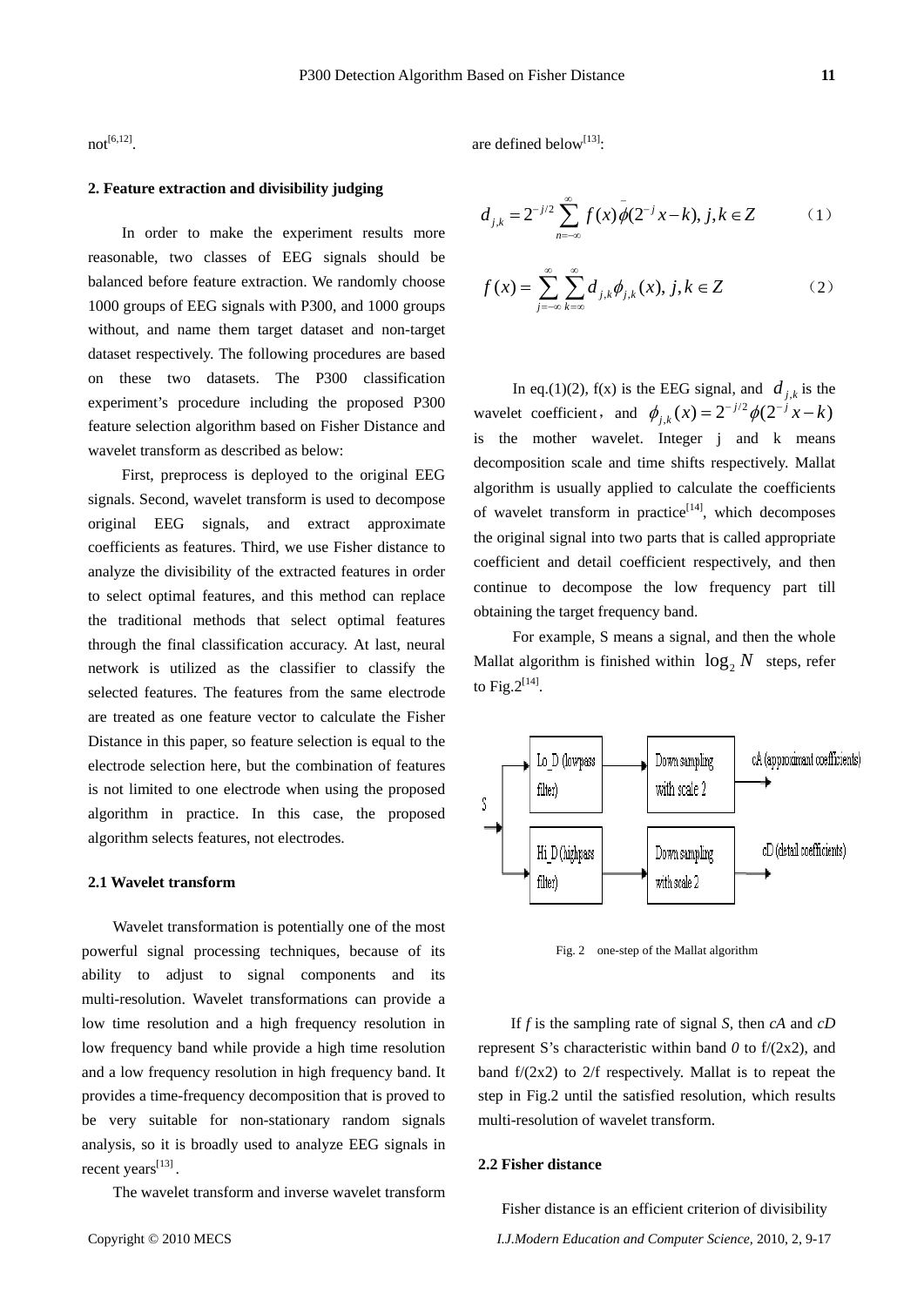not[6,12].

## 2. Feature extraction and divisibility judging

In order to make the experiment results more reasonable, two classes of EEG signals should be balanced before feature extraction. We randomly choose 1000 groups of EEG signals with P300, and 1000 groups without, and name them target dataset and non-target dataset respectively. The following procedures are based on these two datasets. The P300 classification experiment's procedure including the proposed P300 feature selection algorithm based on Fisher Distance and wavelet transform as described as below:

First, preprocess is deployed to the original EEG signals. Second, wavelet transform is used to decompose original EEG signals, and extract approximate coefficients as features. Third, we use Fisher distance to analyze the divisibility of the extracted features in order to select optimal features, and this method can replace the traditional methods that select optimal features through the final classification accuracy. At last, neural network is utilized as the classifier to classify the selected features. The features from the same electrode are treated as one feature vector to calculate the Fisher Distance in this paper, so feature selection is equal to the electrode selection here, but the combination of features is not limited to one electrode when using the proposed algorithm in practice. In this case, the proposed algorithm selects features, not electrodes.

### 2.1 Wavelet transform

Wavelet transformation is potentially one of the most powerful signal processing techniques, because of its ability to adjust to signal components and its multi-resolution. Wavelet transformations can provide a low time resolution and a high frequency resolution in low frequency band while provide a high time resolution and a low frequency resolution in high frequency band. It provides a time-frequency decomposition that is proved to be very suitable for non-stationary random signals analysis, so it is broadly used to analyze EEG signals in recent years[13].

The wavelet transform and inverse wavelet transform are defined below[13]:

$$d_{j,k} = 2^{-j/2} \sum_{n=-\infty}^{\infty} f(x)\bar{\phi}(2^{-j}x - k),\ j,k \in Z \qquad (1)$$

$$f(x) = \sum_{j=-\infty}^{\infty} \sum_{k=\infty}^{\infty} d_{j,k}\phi_{j,k}(x),\ j,k \in Z \qquad (2)$$

In eq.(1)(2), f(x) is the EEG signal, and $d_{j,k}$ is the wavelet coefficient, and $\phi_{j,k}(x) = 2^{-j/2}\phi(2^{-j}x - k)$ is the mother wavelet. Integer j and k means decomposition scale and time shifts respectively. Mallat algorithm is usually applied to calculate the coefficients of wavelet transform in practice[14], which decomposes the original signal into two parts that is called appropriate coefficient and detail coefficient respectively, and then continue to decompose the low frequency part till obtaining the target frequency band.

For example, S means a signal, and then the whole Mallat algorithm is finished within $\log_2 N$ steps, refer to Fig.2[14].

Fig. 2 one-step of the Mallat algorithm

If *f* is the sampling rate of signal *S*, then *cA* and *cD* represent S's characteristic within band *0* to f/(2x2), and band f/(2x2) to 2/f respectively. Mallat is to repeat the step in Fig.2 until the satisfied resolution, which results multi-resolution of wavelet transform.

### 2.2 Fisher distance

Fisher distance is an efficient criterion of divisibility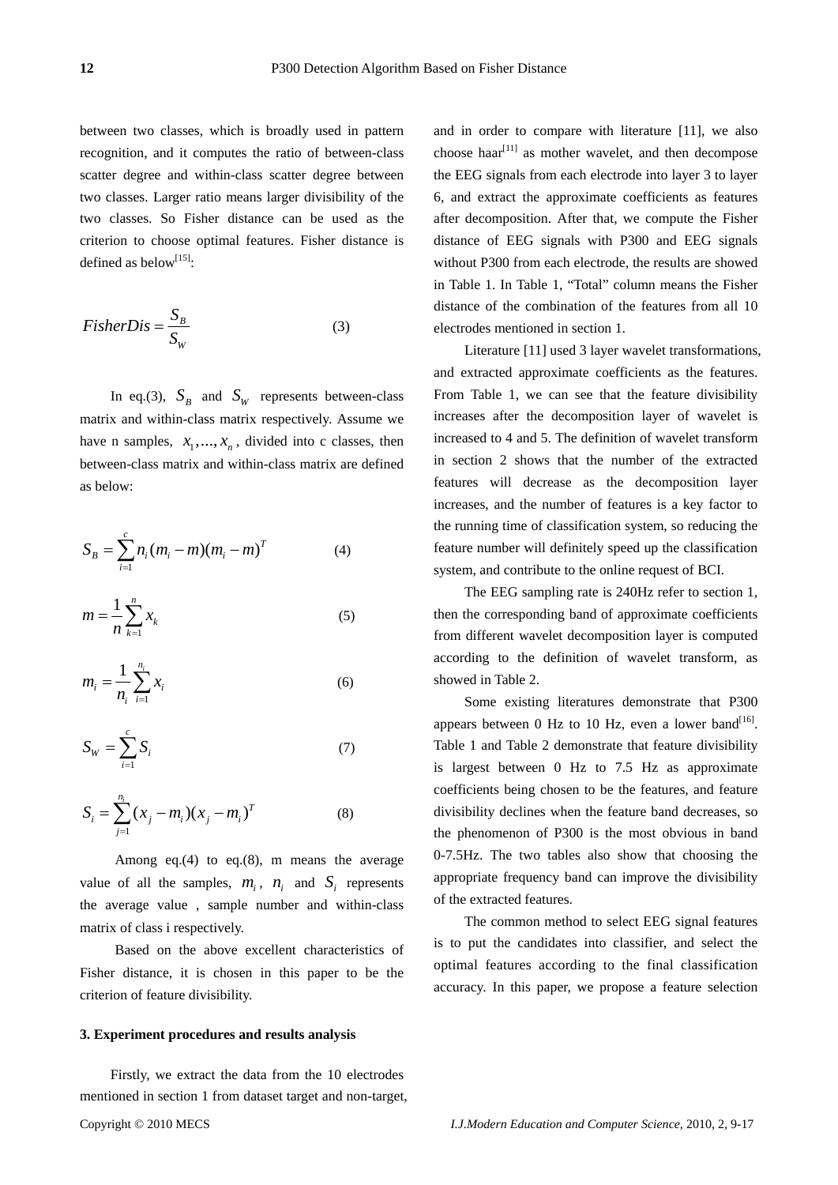between two classes, which is broadly used in pattern recognition, and it computes the ratio of between-class scatter degree and within-class scatter degree between two classes. Larger ratio means larger divisibility of the two classes. So Fisher distance can be used as the criterion to choose optimal features. Fisher distance is defined as below[15]:

$$FisherDis = \frac{S_B}{S_W} \tag{3}$$

In eq.(3), $S_B$ and $S_W$ represents between-class matrix and within-class matrix respectively. Assume we have n samples, $x_1,...,x_n$, divided into c classes, then between-class matrix and within-class matrix are defined as below:

$$S_B = \sum_{i=1}^{c} n_i (m_i - m)(m_i - m)^T \tag{4}$$

$$m = \frac{1}{n}\sum_{k=1}^{n} x_k \tag{5}$$

$$m_i = \frac{1}{n_i}\sum_{i=1}^{n_i} x_i \tag{6}$$

$$S_W = \sum_{i=1}^{c} S_i \tag{7}$$

$$S_i = \sum_{j=1}^{n_i} (x_j - m_i)(x_j - m_i)^T \tag{8}$$

Among eq.(4) to eq.(8), m means the average value of all the samples, $m_i$, $n_i$ and $S_i$ represents the average value , sample number and within-class matrix of class i respectively.

Based on the above excellent characteristics of Fisher distance, it is chosen in this paper to be the criterion of feature divisibility.

**3. Experiment procedures and results analysis**

Firstly, we extract the data from the 10 electrodes mentioned in section 1 from dataset target and non-target, and in order to compare with literature [11], we also choose haar[11] as mother wavelet, and then decompose the EEG signals from each electrode into layer 3 to layer 6, and extract the approximate coefficients as features after decomposition. After that, we compute the Fisher distance of EEG signals with P300 and EEG signals without P300 from each electrode, the results are showed in Table 1. In Table 1, "Total" column means the Fisher distance of the combination of the features from all 10 electrodes mentioned in section 1.

Literature [11] used 3 layer wavelet transformations, and extracted approximate coefficients as the features. From Table 1, we can see that the feature divisibility increases after the decomposition layer of wavelet is increased to 4 and 5. The definition of wavelet transform in section 2 shows that the number of the extracted features will decrease as the decomposition layer increases, and the number of features is a key factor to the running time of classification system, so reducing the feature number will definitely speed up the classification system, and contribute to the online request of BCI.

The EEG sampling rate is 240Hz refer to section 1, then the corresponding band of approximate coefficients from different wavelet decomposition layer is computed according to the definition of wavelet transform, as showed in Table 2.

Some existing literatures demonstrate that P300 appears between 0 Hz to 10 Hz, even a lower band[16]. Table 1 and Table 2 demonstrate that feature divisibility is largest between 0 Hz to 7.5 Hz as approximate coefficients being chosen to be the features, and feature divisibility declines when the feature band decreases, so the phenomenon of P300 is the most obvious in band 0-7.5Hz. The two tables also show that choosing the appropriate frequency band can improve the divisibility of the extracted features.

The common method to select EEG signal features is to put the candidates into classifier, and select the optimal features according to the final classification accuracy. In this paper, we propose a feature selection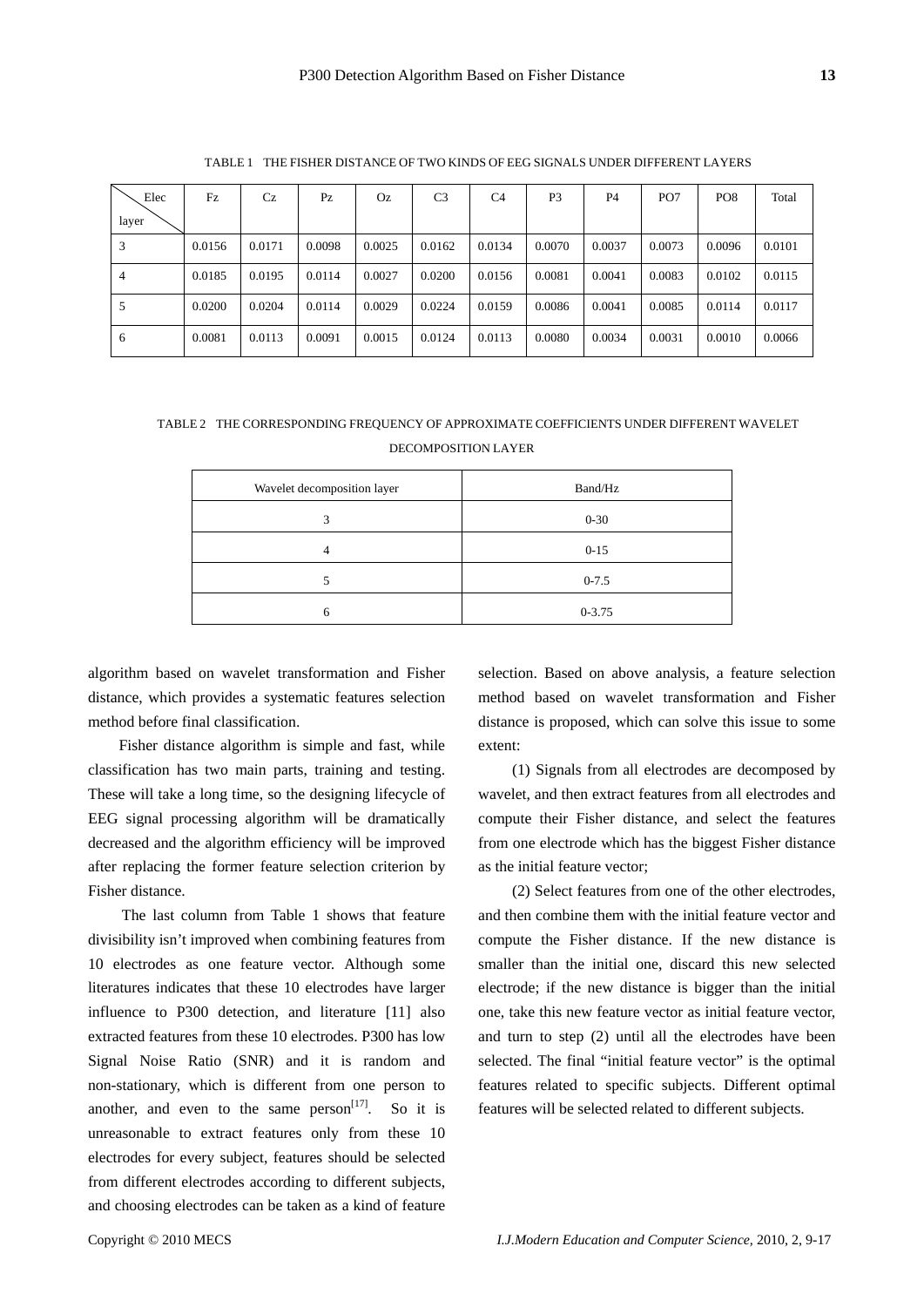TABLE 1 THE FISHER DISTANCE OF TWO KINDS OF EEG SIGNALS UNDER DIFFERENT LAYERS

| Elec / layer | Fz | Cz | Pz | Oz | C3 | C4 | P3 | P4 | PO7 | PO8 | Total |
|---|---|---|---|---|---|---|---|---|---|---|---|
| 3 | 0.0156 | 0.0171 | 0.0098 | 0.0025 | 0.0162 | 0.0134 | 0.0070 | 0.0037 | 0.0073 | 0.0096 | 0.0101 |
| 4 | 0.0185 | 0.0195 | 0.0114 | 0.0027 | 0.0200 | 0.0156 | 0.0081 | 0.0041 | 0.0083 | 0.0102 | 0.0115 |
| 5 | 0.0200 | 0.0204 | 0.0114 | 0.0029 | 0.0224 | 0.0159 | 0.0086 | 0.0041 | 0.0085 | 0.0114 | 0.0117 |
| 6 | 0.0081 | 0.0113 | 0.0091 | 0.0015 | 0.0124 | 0.0113 | 0.0080 | 0.0034 | 0.0031 | 0.0010 | 0.0066 |

TABLE 2 THE CORRESPONDING FREQUENCY OF APPROXIMATE COEFFICIENTS UNDER DIFFERENT WAVELET DECOMPOSITION LAYER

| Wavelet decomposition layer | Band/Hz |
|---|---|
| 3 | 0-30 |
| 4 | 0-15 |
| 5 | 0-7.5 |
| 6 | 0-3.75 |

algorithm based on wavelet transformation and Fisher distance, which provides a systematic features selection method before final classification.

Fisher distance algorithm is simple and fast, while classification has two main parts, training and testing. These will take a long time, so the designing lifecycle of EEG signal processing algorithm will be dramatically decreased and the algorithm efficiency will be improved after replacing the former feature selection criterion by Fisher distance.

The last column from Table 1 shows that feature divisibility isn't improved when combining features from 10 electrodes as one feature vector. Although some literatures indicates that these 10 electrodes have larger influence to P300 detection, and literature [11] also extracted features from these 10 electrodes. P300 has low Signal Noise Ratio (SNR) and it is random and non-stationary, which is different from one person to another, and even to the same person[17]. So it is unreasonable to extract features only from these 10 electrodes for every subject, features should be selected from different electrodes according to different subjects, and choosing electrodes can be taken as a kind of feature selection. Based on above analysis, a feature selection method based on wavelet transformation and Fisher distance is proposed, which can solve this issue to some extent:

(1) Signals from all electrodes are decomposed by wavelet, and then extract features from all electrodes and compute their Fisher distance, and select the features from one electrode which has the biggest Fisher distance as the initial feature vector;

(2) Select features from one of the other electrodes, and then combine them with the initial feature vector and compute the Fisher distance. If the new distance is smaller than the initial one, discard this new selected electrode; if the new distance is bigger than the initial one, take this new feature vector as initial feature vector, and turn to step (2) until all the electrodes have been selected. The final "initial feature vector" is the optimal features related to specific subjects. Different optimal features will be selected related to different subjects.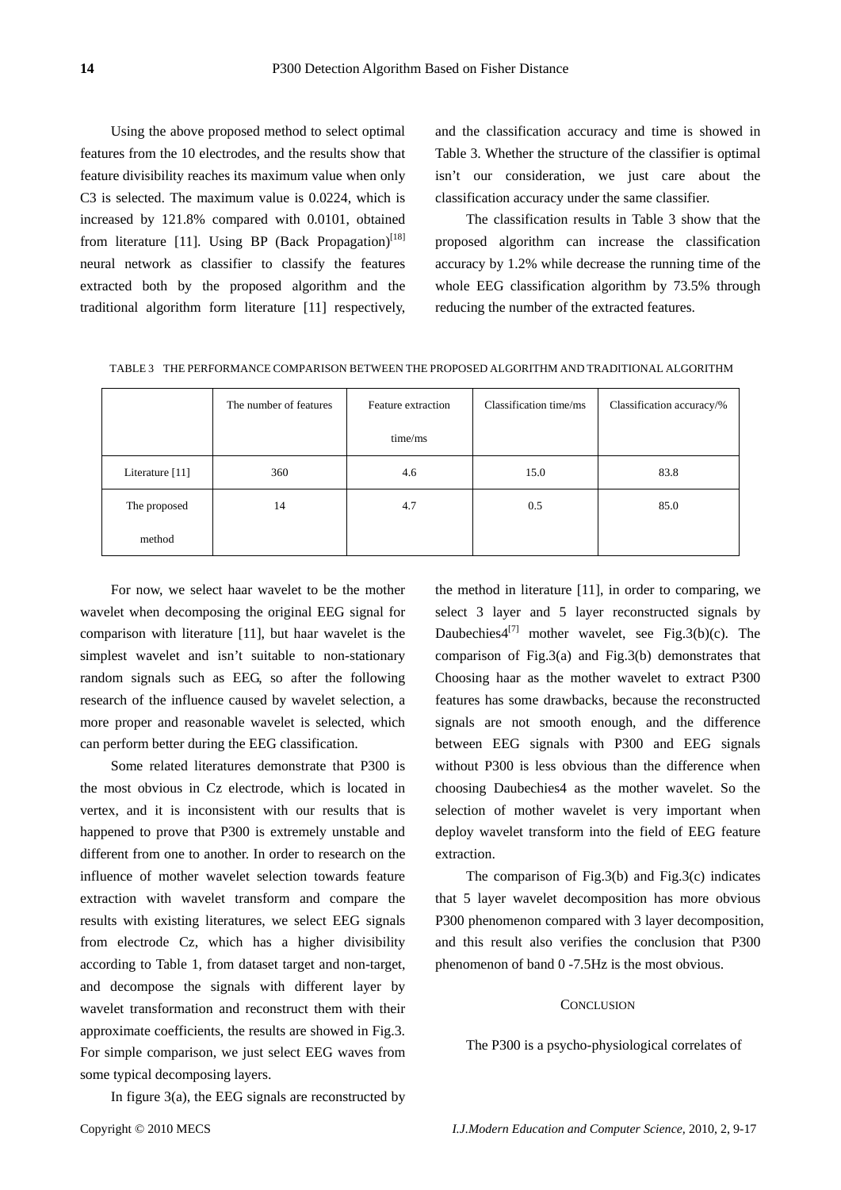Using the above proposed method to select optimal features from the 10 electrodes, and the results show that feature divisibility reaches its maximum value when only C3 is selected. The maximum value is 0.0224, which is increased by 121.8% compared with 0.0101, obtained from literature [11]. Using BP (Back Propagation)[18] neural network as classifier to classify the features extracted both by the proposed algorithm and the traditional algorithm form literature [11] respectively, and the classification accuracy and time is showed in Table 3. Whether the structure of the classifier is optimal isn't our consideration, we just care about the classification accuracy under the same classifier.

The classification results in Table 3 show that the proposed algorithm can increase the classification accuracy by 1.2% while decrease the running time of the whole EEG classification algorithm by 73.5% through reducing the number of the extracted features.

TABLE 3 THE PERFORMANCE COMPARISON BETWEEN THE PROPOSED ALGORITHM AND TRADITIONAL ALGORITHM

| | The number of features | Feature extraction time/ms | Classification time/ms | Classification accuracy/% |
|---|---|---|---|---|
| Literature [11] | 360 | 4.6 | 15.0 | 83.8 |
| The proposed method | 14 | 4.7 | 0.5 | 85.0 |

For now, we select haar wavelet to be the mother wavelet when decomposing the original EEG signal for comparison with literature [11], but haar wavelet is the simplest wavelet and isn't suitable to non-stationary random signals such as EEG, so after the following research of the influence caused by wavelet selection, a more proper and reasonable wavelet is selected, which can perform better during the EEG classification.

Some related literatures demonstrate that P300 is the most obvious in Cz electrode, which is located in vertex, and it is inconsistent with our results that is happened to prove that P300 is extremely unstable and different from one to another. In order to research on the influence of mother wavelet selection towards feature extraction with wavelet transform and compare the results with existing literatures, we select EEG signals from electrode Cz, which has a higher divisibility according to Table 1, from dataset target and non-target, and decompose the signals with different layer by wavelet transformation and reconstruct them with their approximate coefficients, the results are showed in Fig.3. For simple comparison, we just select EEG waves from some typical decomposing layers.

In figure 3(a), the EEG signals are reconstructed by the method in literature [11], in order to comparing, we select 3 layer and 5 layer reconstructed signals by Daubechies4[7] mother wavelet, see Fig.3(b)(c). The comparison of Fig.3(a) and Fig.3(b) demonstrates that Choosing haar as the mother wavelet to extract P300 features has some drawbacks, because the reconstructed signals are not smooth enough, and the difference between EEG signals with P300 and EEG signals without P300 is less obvious than the difference when choosing Daubechies4 as the mother wavelet. So the selection of mother wavelet is very important when deploy wavelet transform into the field of EEG feature extraction.

The comparison of Fig.3(b) and Fig.3(c) indicates that 5 layer wavelet decomposition has more obvious P300 phenomenon compared with 3 layer decomposition, and this result also verifies the conclusion that P300 phenomenon of band 0 -7.5Hz is the most obvious.

## CONCLUSION

The P300 is a psycho-physiological correlates of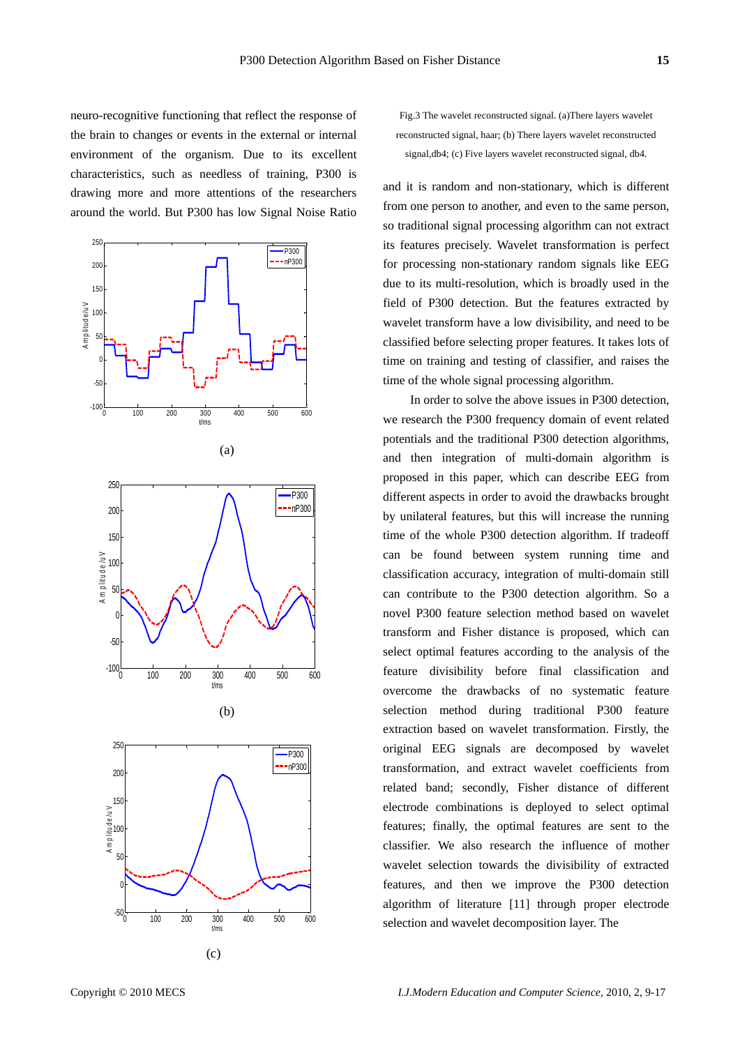neuro-recognitive functioning that reflect the response of the brain to changes or events in the external or internal environment of the organism. Due to its excellent characteristics, such as needless of training, P300 is drawing more and more attentions of the researchers around the world. But P300 has low Signal Noise Ratio

(a)

(b)

(c)

Fig.3 The wavelet reconstructed signal. (a)There layers wavelet reconstructed signal, haar; (b) There layers wavelet reconstructed signal,db4; (c) Five layers wavelet reconstructed signal, db4.

and it is random and non-stationary, which is different from one person to another, and even to the same person, so traditional signal processing algorithm can not extract its features precisely. Wavelet transformation is perfect for processing non-stationary random signals like EEG due to its multi-resolution, which is broadly used in the field of P300 detection. But the features extracted by wavelet transform have a low divisibility, and need to be classified before selecting proper features. It takes lots of time on training and testing of classifier, and raises the time of the whole signal processing algorithm.

In order to solve the above issues in P300 detection, we research the P300 frequency domain of event related potentials and the traditional P300 detection algorithms, and then integration of multi-domain algorithm is proposed in this paper, which can describe EEG from different aspects in order to avoid the drawbacks brought by unilateral features, but this will increase the running time of the whole P300 detection algorithm. If tradeoff can be found between system running time and classification accuracy, integration of multi-domain still can contribute to the P300 detection algorithm. So a novel P300 feature selection method based on wavelet transform and Fisher distance is proposed, which can select optimal features according to the analysis of the feature divisibility before final classification and overcome the drawbacks of no systematic feature selection method during traditional P300 feature extraction based on wavelet transformation. Firstly, the original EEG signals are decomposed by wavelet transformation, and extract wavelet coefficients from related band; secondly, Fisher distance of different electrode combinations is deployed to select optimal features; finally, the optimal features are sent to the classifier. We also research the influence of mother wavelet selection towards the divisibility of extracted features, and then we improve the P300 detection algorithm of literature [11] through proper electrode selection and wavelet decomposition layer. The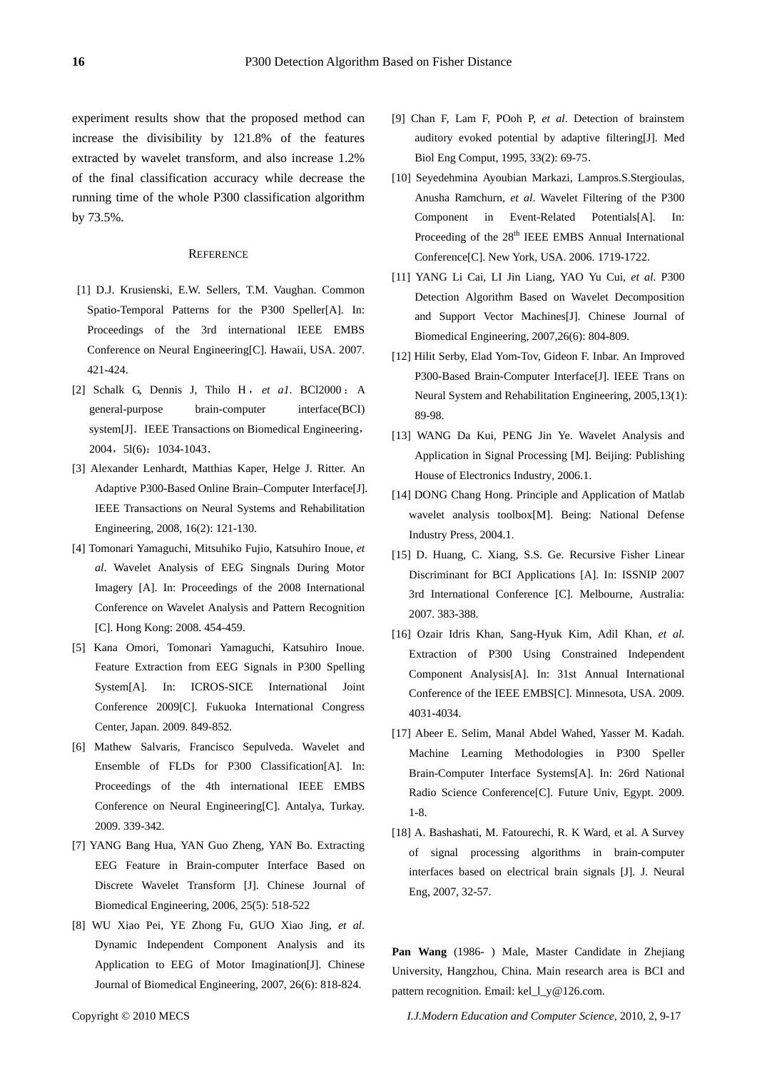experiment results show that the proposed method can increase the divisibility by 121.8% of the features extracted by wavelet transform, and also increase 1.2% of the final classification accuracy while decrease the running time of the whole P300 classification algorithm by 73.5%.

## REFERENCE

[1] D.J. Krusienski, E.W. Sellers, T.M. Vaughan. Common Spatio-Temporal Patterns for the P300 Speller[A]. In: Proceedings of the 3rd international IEEE EMBS Conference on Neural Engineering[C]. Hawaii, USA. 2007. 421-424.

[2] Schalk G, Dennis J, Thilo H，*et a1*. BCl2000：A general-purpose brain-computer interface(BCI) system[J]．IEEE Transactions on Biomedical Engineering，2004，5l(6)：1034-1043．

[3] Alexander Lenhardt, Matthias Kaper, Helge J. Ritter. An Adaptive P300-Based Online Brain–Computer Interface[J]. IEEE Transactions on Neural Systems and Rehabilitation Engineering, 2008, 16(2): 121-130.

[4] Tomonari Yamaguchi, Mitsuhiko Fujio, Katsuhiro Inoue, *et al*. Wavelet Analysis of EEG Singnals During Motor Imagery [A]. In: Proceedings of the 2008 International Conference on Wavelet Analysis and Pattern Recognition [C]. Hong Kong: 2008. 454-459.

[5] Kana Omori, Tomonari Yamaguchi, Katsuhiro Inoue. Feature Extraction from EEG Signals in P300 Spelling System[A]. In: ICROS-SICE International Joint Conference 2009[C]. Fukuoka International Congress Center, Japan. 2009. 849-852.

[6] Mathew Salvaris, Francisco Sepulveda. Wavelet and Ensemble of FLDs for P300 Classification[A]. In: Proceedings of the 4th international IEEE EMBS Conference on Neural Engineering[C]. Antalya, Turkay. 2009. 339-342.

[7] YANG Bang Hua, YAN Guo Zheng, YAN Bo. Extracting EEG Feature in Brain-computer Interface Based on Discrete Wavelet Transform [J]. Chinese Journal of Biomedical Engineering, 2006, 25(5): 518-522

[8] WU Xiao Pei, YE Zhong Fu, GUO Xiao Jing, *et al*. Dynamic Independent Component Analysis and its Application to EEG of Motor Imagination[J]. Chinese Journal of Biomedical Engineering, 2007, 26(6): 818-824.

[9] Chan F, Lam F, POoh P, *et al*. Detection of brainstem auditory evoked potential by adaptive filtering[J]. Med Biol Eng Comput, 1995, 33(2): 69-75.

[10] Seyedehmina Ayoubian Markazi, Lampros.S.Stergioulas, Anusha Ramchurn, *et al*. Wavelet Filtering of the P300 Component in Event-Related Potentials[A]. In: Proceeding of the 28th IEEE EMBS Annual International Conference[C]. New York, USA. 2006. 1719-1722.

[11] YANG Li Cai, LI Jin Liang, YAO Yu Cui, *et al*. P300 Detection Algorithm Based on Wavelet Decomposition and Support Vector Machines[J]. Chinese Journal of Biomedical Engineering, 2007,26(6): 804-809.

[12] Hilit Serby, Elad Yom-Tov, Gideon F. Inbar. An Improved P300-Based Brain-Computer Interface[J]. IEEE Trans on Neural System and Rehabilitation Engineering, 2005,13(1): 89-98.

[13] WANG Da Kui, PENG Jin Ye. Wavelet Analysis and Application in Signal Processing [M]. Beijing: Publishing House of Electronics Industry, 2006.1.

[14] DONG Chang Hong. Principle and Application of Matlab wavelet analysis toolbox[M]. Being: National Defense Industry Press, 2004.1.

[15] D. Huang, C. Xiang, S.S. Ge. Recursive Fisher Linear Discriminant for BCI Applications [A]. In: ISSNIP 2007 3rd International Conference [C]. Melbourne, Australia: 2007. 383-388.

[16] Ozair Idris Khan, Sang-Hyuk Kim, Adil Khan, *et al.* Extraction of P300 Using Constrained Independent Component Analysis[A]. In: 31st Annual International Conference of the IEEE EMBS[C]. Minnesota, USA. 2009. 4031-4034.

[17] Abeer E. Selim, Manal Abdel Wahed, Yasser M. Kadah. Machine Learning Methodologies in P300 Speller Brain-Computer Interface Systems[A]. In: 26rd National Radio Science Conference[C]. Future Univ, Egypt. 2009. 1-8.

[18] A. Bashashati, M. Fatourechi, R. K Ward, et al. A Survey of signal processing algorithms in brain-computer interfaces based on electrical brain signals [J]. J. Neural Eng, 2007, 32-57.

**Pan Wang** (1986- ) Male, Master Candidate in Zhejiang University, Hangzhou, China. Main research area is BCI and pattern recognition. Email: kel_l_y@126.com.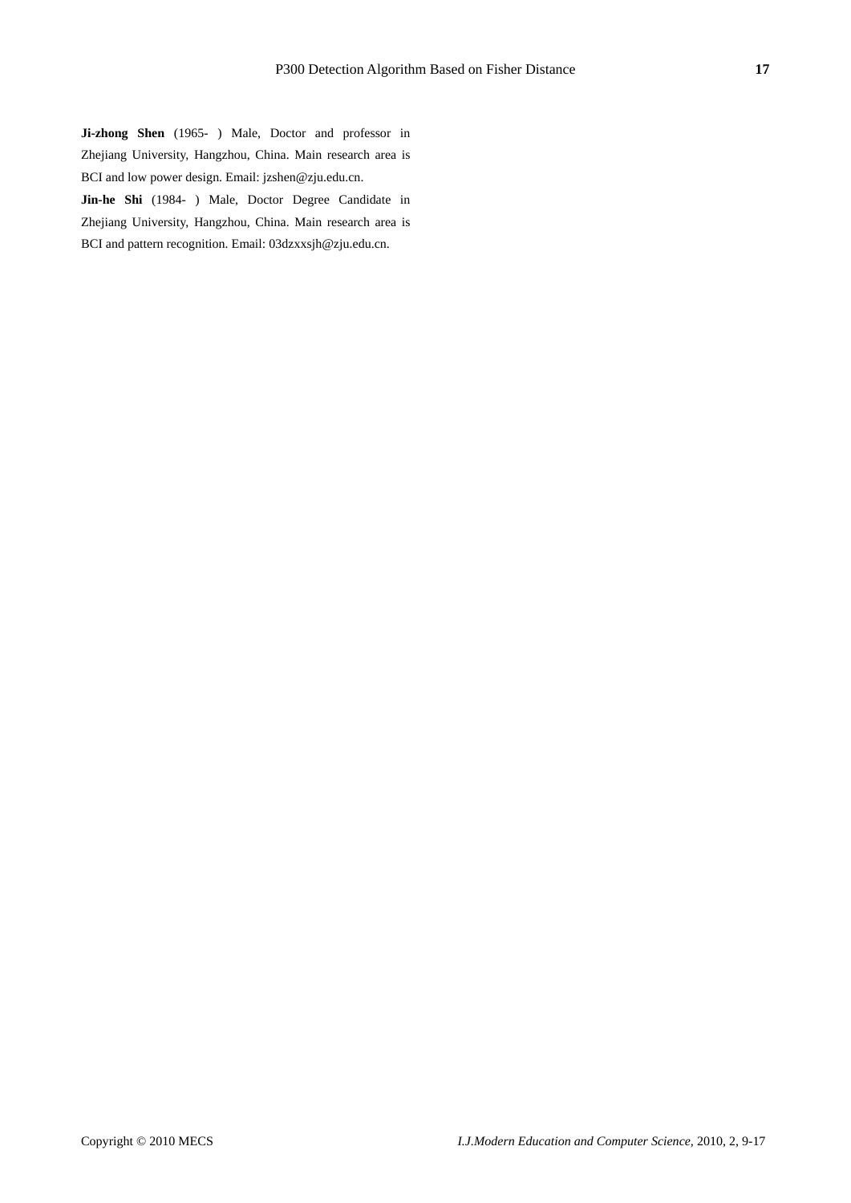**Ji-zhong Shen** (1965- ) Male, Doctor and professor in Zhejiang University, Hangzhou, China. Main research area is BCI and low power design. Email: jzshen@zju.edu.cn.

**Jin-he Shi** (1984- ) Male, Doctor Degree Candidate in Zhejiang University, Hangzhou, China. Main research area is BCI and pattern recognition. Email: 03dzxxsjh@zju.edu.cn.